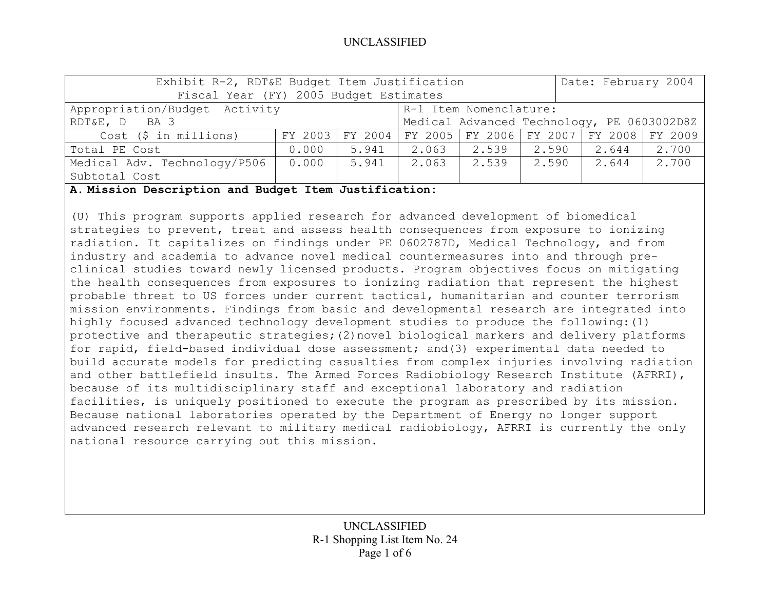| Exhibit R-2, RDT&E Budget Item Justification<br>Fiscal Year (FY) 2005 Budget Estimates | | | Date: February 2004 | | | | |
|---|---|---|---|---|---|---|---|
| Appropriation/Budget Activity<br>RDT&E, D BA 3 | | | R-1 Item Nomenclature:<br>Medical Advanced Technology, PE 0603002D8Z | | | | |
| Cost ($ in millions) | FY 2003 | FY 2004 | FY 2005 | FY 2006 | FY 2007 | FY 2008 | FY 2009 |
| Total PE Cost | 0.000 | 5.941 | 2.063 | 2.539 | 2.590 | 2.644 | 2.700 |
| Medical Adv. Technology/P506 Subtotal Cost | 0.000 | 5.941 | 2.063 | 2.539 | 2.590 | 2.644 | 2.700 |

**A. Mission Description and Budget Item Justification:**

(U) This program supports applied research for advanced development of biomedical strategies to prevent, treat and assess health consequences from exposure to ionizing radiation. It capitalizes on findings under PE 0602787D, Medical Technology, and from industry and academia to advance novel medical countermeasures into and through pre-clinical studies toward newly licensed products. Program objectives focus on mitigating the health consequences from exposures to ionizing radiation that represent the highest probable threat to US forces under current tactical, humanitarian and counter terrorism mission environments. Findings from basic and developmental research are integrated into highly focused advanced technology development studies to produce the following: (1) protective and therapeutic strategies; (2) novel biological markers and delivery platforms for rapid, field-based individual dose assessment; and (3) experimental data needed to build accurate models for predicting casualties from complex injuries involving radiation and other battlefield insults. The Armed Forces Radiobiology Research Institute (AFRRI), because of its multidisciplinary staff and exceptional laboratory and radiation facilities, is uniquely positioned to execute the program as prescribed by its mission. Because national laboratories operated by the Department of Energy no longer support advanced research relevant to military medical radiobiology, AFRRI is currently the only national resource carrying out this mission.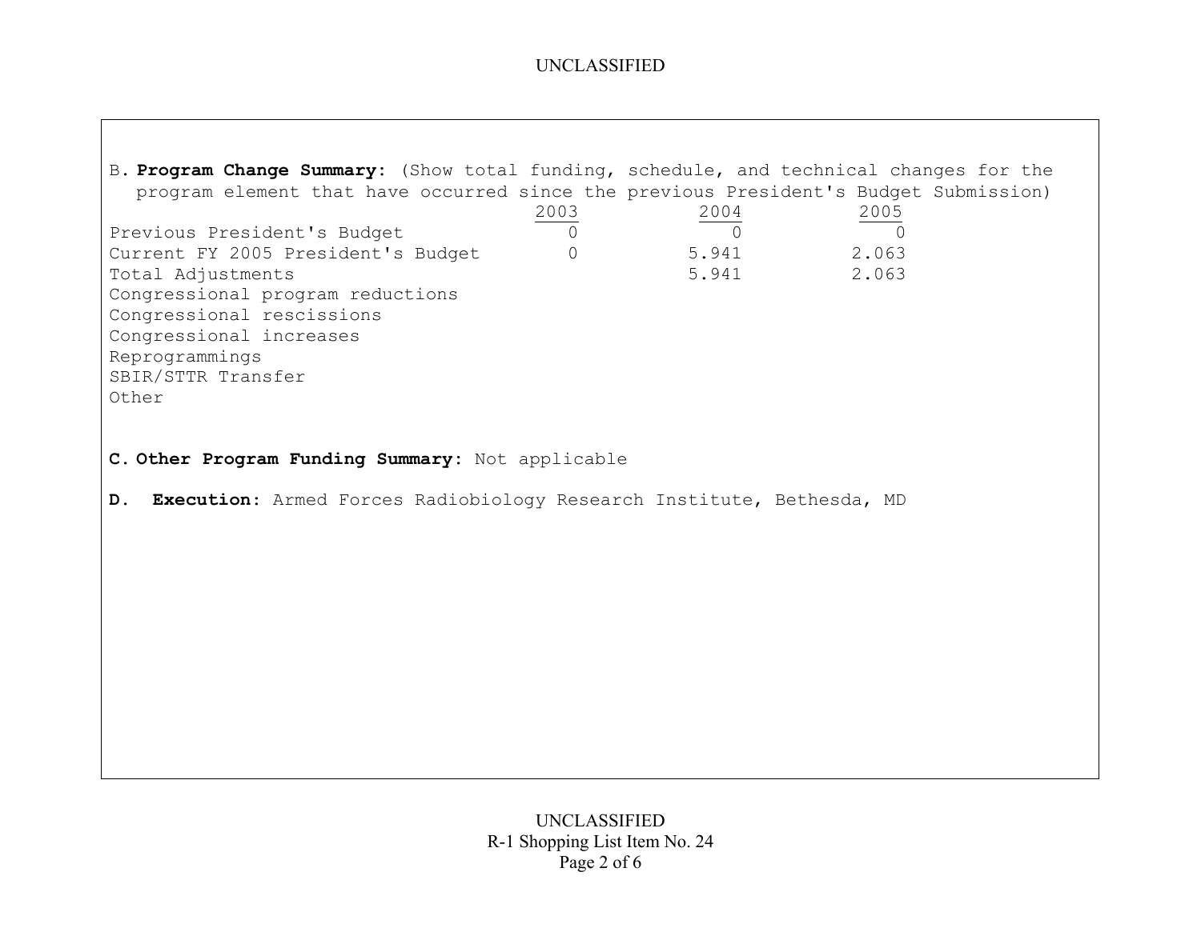UNCLASSIFIED

B. **Program Change Summary:** (Show total funding, schedule, and technical changes for the program element that have occurred since the previous President's Budget Submission)

| | 2003 | 2004 | 2005 |
|---|---|---|---|
| Previous President's Budget | 0 | 0 | 0 |
| Current FY 2005 President's Budget | 0 | 5.941 | 2.063 |
| Total Adjustments | | 5.941 | 2.063 |
| Congressional program reductions | | | |
| Congressional rescissions | | | |
| Congressional increases | | | |
| Reprogrammings | | | |
| SBIR/STTR Transfer | | | |
| Other | | | |

**C. Other Program Funding Summary:** Not applicable

**D. Execution:** Armed Forces Radiobiology Research Institute, Bethesda, MD

UNCLASSIFIED
R-1 Shopping List Item No. 24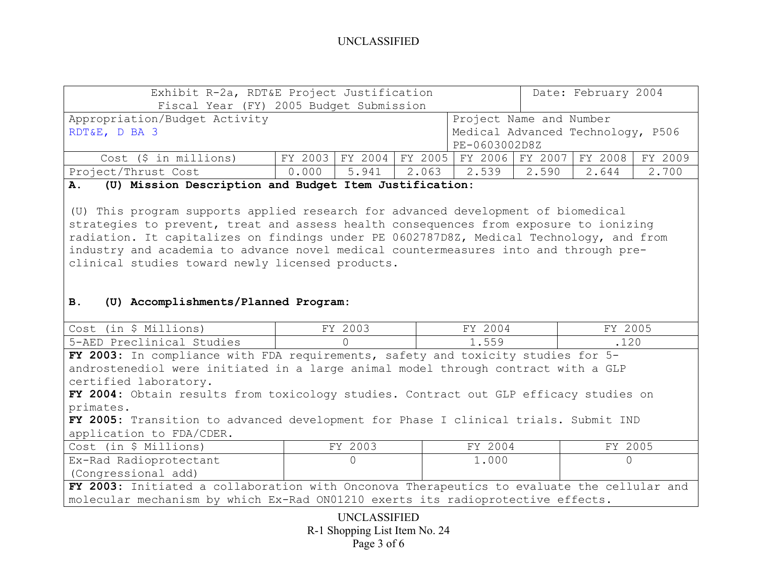UNCLASSIFIED

| Exhibit R-2a, RDT&E Project Justification<br>Fiscal Year (FY) 2005 Budget Submission | | | | | | | Date: February 2004 |
|---|---|---|---|---|---|---|---|
| Appropriation/Budget Activity<br>RDT&E, D BA 3 | | | | Project Name and Number<br>Medical Advanced Technology, P506<br>PE-0603002D8Z | | | |
| Cost ($ in millions) | FY 2003 | FY 2004 | FY 2005 | FY 2006 | FY 2007 | FY 2008 | FY 2009 |
| Project/Thrust Cost | 0.000 | 5.941 | 2.063 | 2.539 | 2.590 | 2.644 | 2.700 |

**A. (U) Mission Description and Budget Item Justification:**

(U) This program supports applied research for advanced development of biomedical strategies to prevent, treat and assess health consequences from exposure to ionizing radiation. It capitalizes on findings under PE 0602787D8Z, Medical Technology, and from industry and academia to advance novel medical countermeasures into and through pre-clinical studies toward newly licensed products.

**B. (U) Accomplishments/Planned Program:**

| Cost (in $ Millions) | FY 2003 | FY 2004 | FY 2005 |
|---|---|---|---|
| 5-AED Preclinical Studies | 0 | 1.559 | .120 |

**FY 2003:** In compliance with FDA requirements, safety and toxicity studies for 5-androstenediol were initiated in a large animal model through contract with a GLP certified laboratory.
**FY 2004:** Obtain results from toxicology studies. Contract out GLP efficacy studies on primates.
**FY 2005:** Transition to advanced development for Phase I clinical trials. Submit IND application to FDA/CDER.

| Cost (in $ Millions) | FY 2003 | FY 2004 | FY 2005 |
|---|---|---|---|
| Ex-Rad Radioprotectant (Congressional add) | 0 | 1.000 | 0 |

**FY 2003:** Initiated a collaboration with Onconova Therapeutics to evaluate the cellular and molecular mechanism by which Ex-Rad ON01210 exerts its radioprotective effects.

UNCLASSIFIED
R-1 Shopping List Item No. 24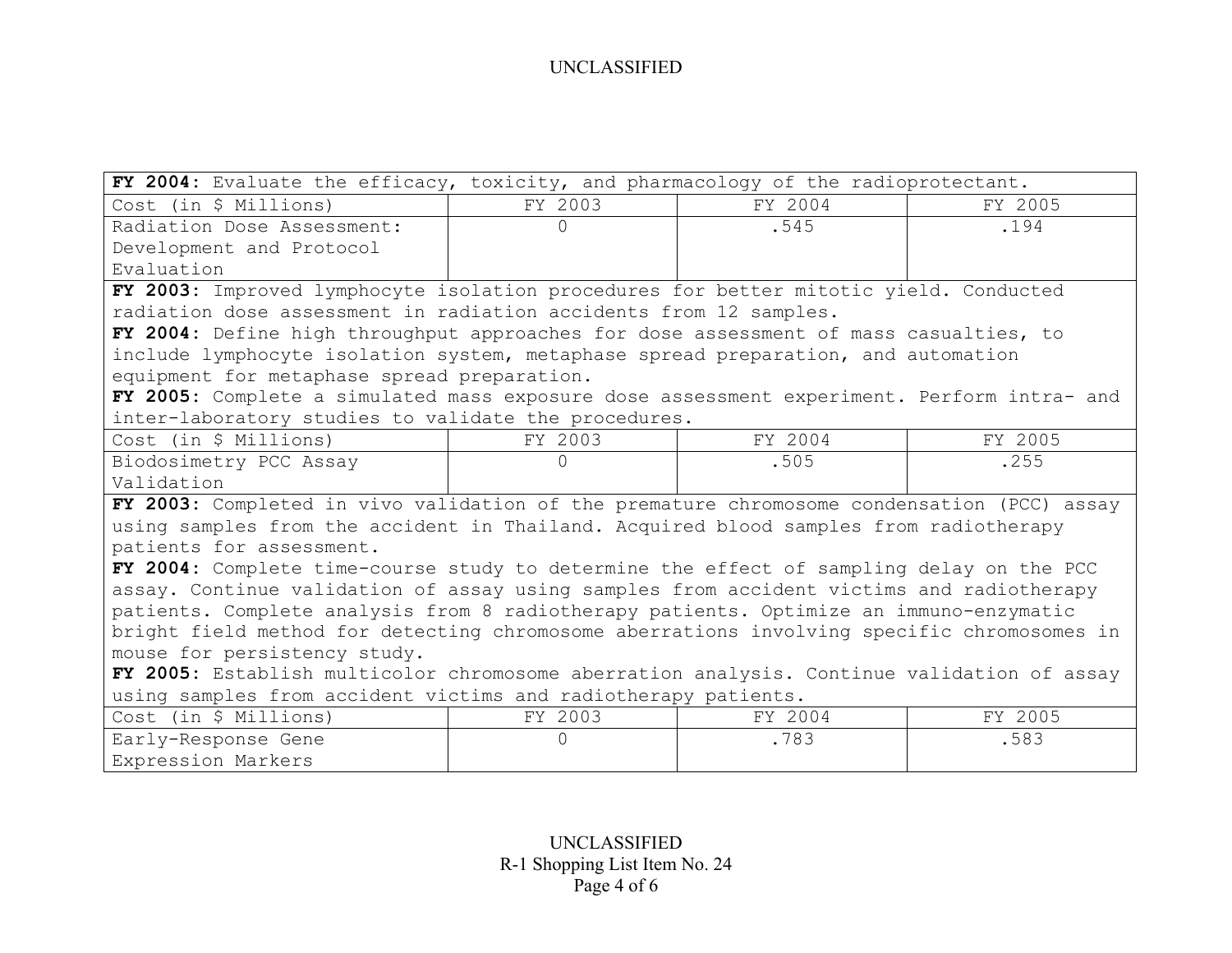**FY 2004:** Evaluate the efficacy, toxicity, and pharmacology of the radioprotectant.

| Cost (in $ Millions) | FY 2003 | FY 2004 | FY 2005 |
|---|---|---|---|
| Radiation Dose Assessment: Development and Protocol Evaluation | 0 | .545 | .194 |

**FY 2003:** Improved lymphocyte isolation procedures for better mitotic yield. Conducted radiation dose assessment in radiation accidents from 12 samples.
**FY 2004:** Define high throughput approaches for dose assessment of mass casualties, to include lymphocyte isolation system, metaphase spread preparation, and automation equipment for metaphase spread preparation.
**FY 2005:** Complete a simulated mass exposure dose assessment experiment. Perform intra- and inter-laboratory studies to validate the procedures.

| Cost (in $ Millions) | FY 2003 | FY 2004 | FY 2005 |
|---|---|---|---|
| Biodosimetry PCC Assay Validation | 0 | .505 | .255 |

**FY 2003:** Completed in vivo validation of the premature chromosome condensation (PCC) assay using samples from the accident in Thailand. Acquired blood samples from radiotherapy patients for assessment.
**FY 2004:** Complete time-course study to determine the effect of sampling delay on the PCC assay. Continue validation of assay using samples from accident victims and radiotherapy patients. Complete analysis from 8 radiotherapy patients. Optimize an immuno-enzymatic bright field method for detecting chromosome aberrations involving specific chromosomes in mouse for persistency study.
**FY 2005:** Establish multicolor chromosome aberration analysis. Continue validation of assay using samples from accident victims and radiotherapy patients.

| Cost (in $ Millions) | FY 2003 | FY 2004 | FY 2005 |
|---|---|---|---|
| Early-Response Gene Expression Markers | 0 | .783 | .583 |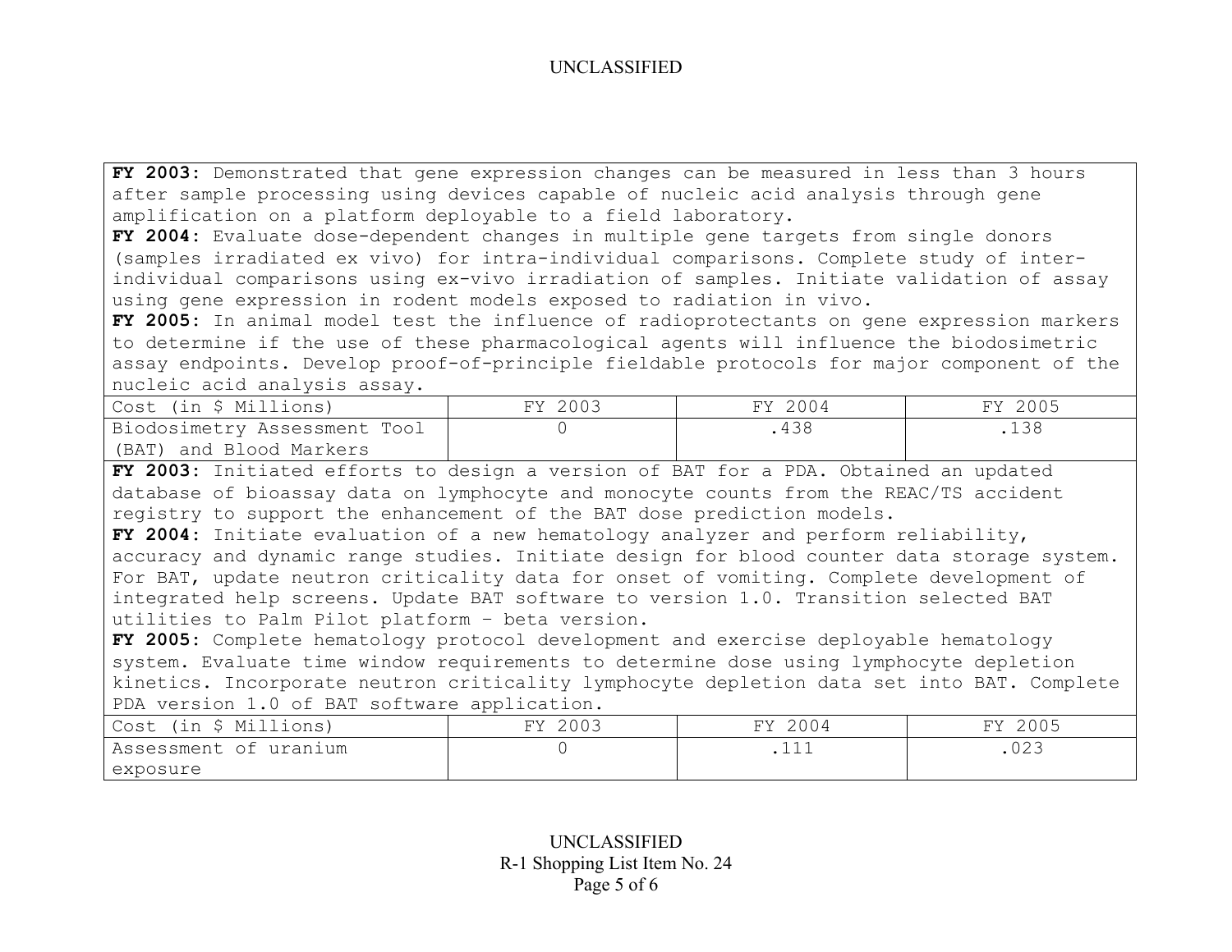**FY 2003:** Demonstrated that gene expression changes can be measured in less than 3 hours after sample processing using devices capable of nucleic acid analysis through gene amplification on a platform deployable to a field laboratory.
**FY 2004:** Evaluate dose-dependent changes in multiple gene targets from single donors (samples irradiated ex vivo) for intra-individual comparisons. Complete study of inter-individual comparisons using ex-vivo irradiation of samples. Initiate validation of assay using gene expression in rodent models exposed to radiation in vivo.
**FY 2005:** In animal model test the influence of radioprotectants on gene expression markers to determine if the use of these pharmacological agents will influence the biodosimetric assay endpoints. Develop proof-of-principle fieldable protocols for major component of the nucleic acid analysis assay.

| Cost (in $ Millions) | FY 2003 | FY 2004 | FY 2005 |
|---|---|---|---|
| Biodosimetry Assessment Tool (BAT) and Blood Markers | 0 | .438 | .138 |

**FY 2003:** Initiated efforts to design a version of BAT for a PDA. Obtained an updated database of bioassay data on lymphocyte and monocyte counts from the REAC/TS accident registry to support the enhancement of the BAT dose prediction models.
**FY 2004:** Initiate evaluation of a new hematology analyzer and perform reliability, accuracy and dynamic range studies. Initiate design for blood counter data storage system. For BAT, update neutron criticality data for onset of vomiting. Complete development of integrated help screens. Update BAT software to version 1.0. Transition selected BAT utilities to Palm Pilot platform – beta version.
**FY 2005:** Complete hematology protocol development and exercise deployable hematology system. Evaluate time window requirements to determine dose using lymphocyte depletion kinetics. Incorporate neutron criticality lymphocyte depletion data set into BAT. Complete PDA version 1.0 of BAT software application.

| Cost (in $ Millions) | FY 2003 | FY 2004 | FY 2005 |
|---|---|---|---|
| Assessment of uranium exposure | 0 | .111 | .023 |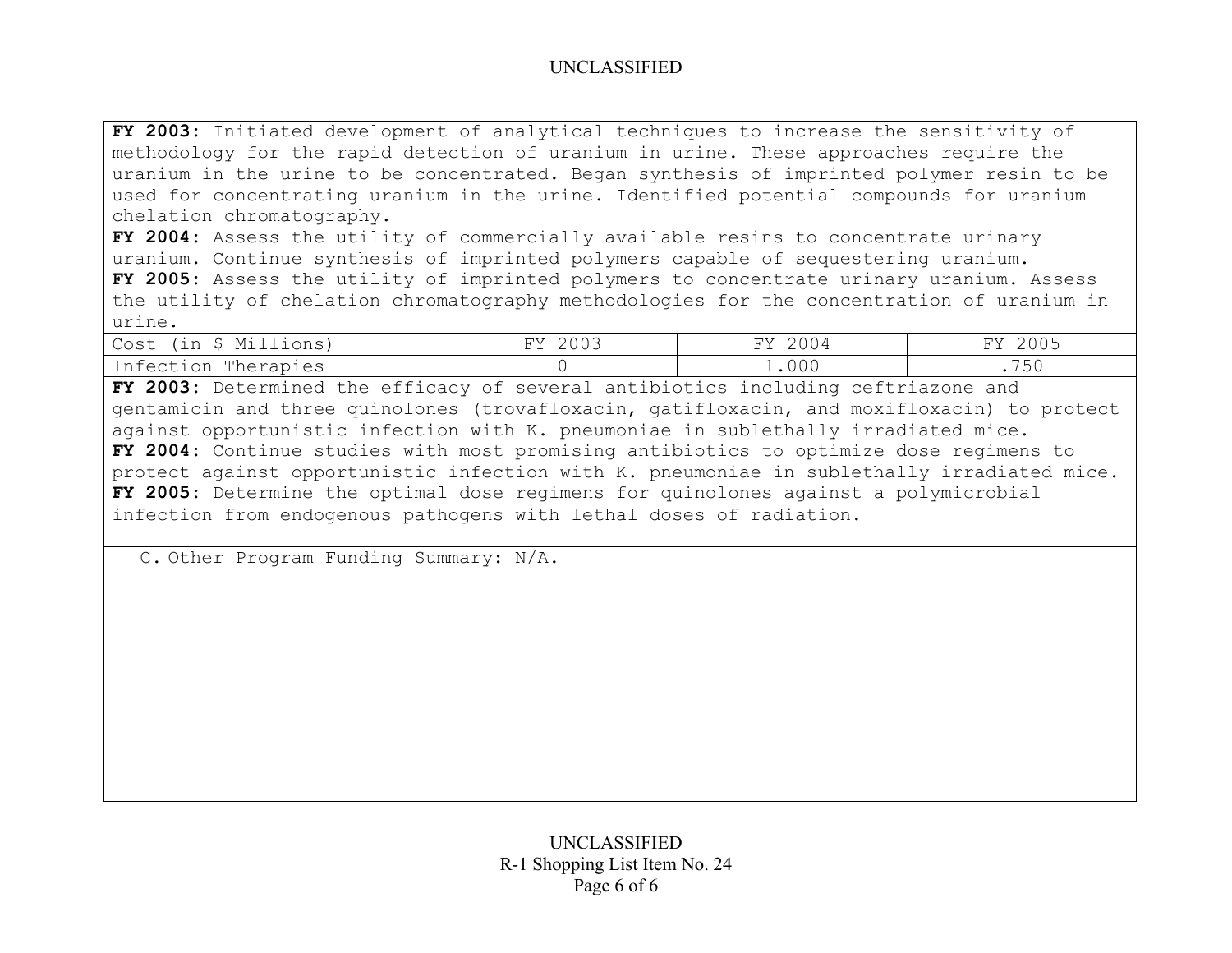**FY 2003:** Initiated development of analytical techniques to increase the sensitivity of methodology for the rapid detection of uranium in urine. These approaches require the uranium in the urine to be concentrated. Began synthesis of imprinted polymer resin to be used for concentrating uranium in the urine. Identified potential compounds for uranium chelation chromatography.
**FY 2004:** Assess the utility of commercially available resins to concentrate urinary uranium. Continue synthesis of imprinted polymers capable of sequestering uranium.
**FY 2005:** Assess the utility of imprinted polymers to concentrate urinary uranium. Assess the utility of chelation chromatography methodologies for the concentration of uranium in urine.

| Cost (in $ Millions) | FY 2003 | FY 2004 | FY 2005 |
|---|---|---|---|
| Infection Therapies | 0 | 1.000 | .750 |

**FY 2003:** Determined the efficacy of several antibiotics including ceftriazone and gentamicin and three quinolones (trovafloxacin, gatifloxacin, and moxifloxacin) to protect against opportunistic infection with K. pneumoniae in sublethally irradiated mice.
**FY 2004:** Continue studies with most promising antibiotics to optimize dose regimens to protect against opportunistic infection with K. pneumoniae in sublethally irradiated mice.
**FY 2005:** Determine the optimal dose regimens for quinolones against a polymicrobial infection from endogenous pathogens with lethal doses of radiation.

C. Other Program Funding Summary: N/A.